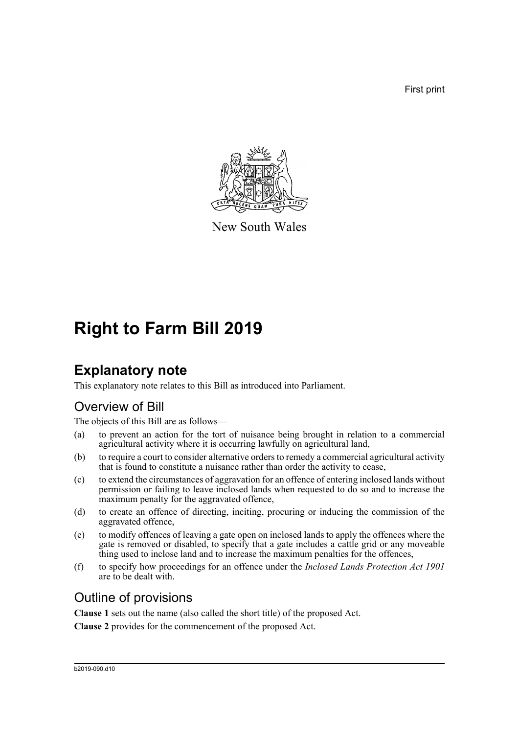First print

New South Wales

# Right to Farm Bill 2019

## Explanatory note

This explanatory note relates to this Bill as introduced into Parliament.

### Overview of Bill

The objects of this Bill are as follows—

(a) to prevent an action for the tort of nuisance being brought in relation to a commercial agricultural activity where it is occurring lawfully on agricultural land,

(b) to require a court to consider alternative orders to remedy a commercial agricultural activity that is found to constitute a nuisance rather than order the activity to cease,

(c) to extend the circumstances of aggravation for an offence of entering inclosed lands without permission or failing to leave inclosed lands when requested to do so and to increase the maximum penalty for the aggravated offence,

(d) to create an offence of directing, inciting, procuring or inducing the commission of the aggravated offence,

(e) to modify offences of leaving a gate open on inclosed lands to apply the offences where the gate is removed or disabled, to specify that a gate includes a cattle grid or any moveable thing used to inclose land and to increase the maximum penalties for the offences,

(f) to specify how proceedings for an offence under the *Inclosed Lands Protection Act 1901* are to be dealt with.

### Outline of provisions

**Clause 1** sets out the name (also called the short title) of the proposed Act.

**Clause 2** provides for the commencement of the proposed Act.

b2019-090.d10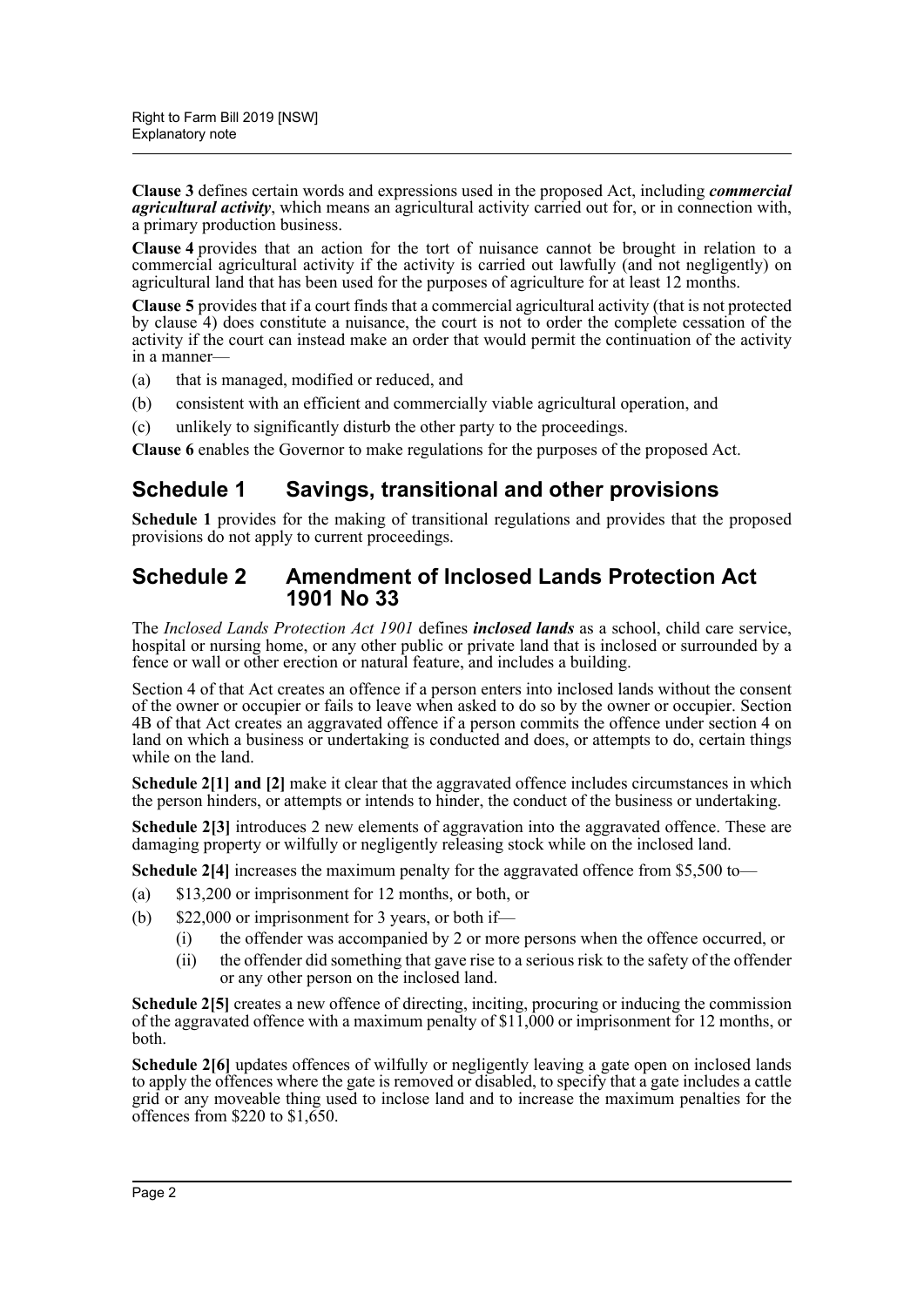**Clause 3** defines certain words and expressions used in the proposed Act, including ***commercial agricultural activity***, which means an agricultural activity carried out for, or in connection with, a primary production business.

**Clause 4** provides that an action for the tort of nuisance cannot be brought in relation to a commercial agricultural activity if the activity is carried out lawfully (and not negligently) on agricultural land that has been used for the purposes of agriculture for at least 12 months.

**Clause 5** provides that if a court finds that a commercial agricultural activity (that is not protected by clause 4) does constitute a nuisance, the court is not to order the complete cessation of the activity if the court can instead make an order that would permit the continuation of the activity in a manner—

(a) that is managed, modified or reduced, and

(b) consistent with an efficient and commercially viable agricultural operation, and

(c) unlikely to significantly disturb the other party to the proceedings.

**Clause 6** enables the Governor to make regulations for the purposes of the proposed Act.

## Schedule 1 Savings, transitional and other provisions

**Schedule 1** provides for the making of transitional regulations and provides that the proposed provisions do not apply to current proceedings.

## Schedule 2 Amendment of Inclosed Lands Protection Act 1901 No 33

The *Inclosed Lands Protection Act 1901* defines ***inclosed lands*** as a school, child care service, hospital or nursing home, or any other public or private land that is inclosed or surrounded by a fence or wall or other erection or natural feature, and includes a building.

Section 4 of that Act creates an offence if a person enters into inclosed lands without the consent of the owner or occupier or fails to leave when asked to do so by the owner or occupier. Section 4B of that Act creates an aggravated offence if a person commits the offence under section 4 on land on which a business or undertaking is conducted and does, or attempts to do, certain things while on the land.

**Schedule 2[1] and [2]** make it clear that the aggravated offence includes circumstances in which the person hinders, or attempts or intends to hinder, the conduct of the business or undertaking.

**Schedule 2[3]** introduces 2 new elements of aggravation into the aggravated offence. These are damaging property or wilfully or negligently releasing stock while on the inclosed land.

**Schedule 2[4]** increases the maximum penalty for the aggravated offence from $5,500 to—

(a) $13,200 or imprisonment for 12 months, or both, or

(b) $22,000 or imprisonment for 3 years, or both if—

   (i) the offender was accompanied by 2 or more persons when the offence occurred, or

   (ii) the offender did something that gave rise to a serious risk to the safety of the offender or any other person on the inclosed land.

**Schedule 2[5]** creates a new offence of directing, inciting, procuring or inducing the commission of the aggravated offence with a maximum penalty of $11,000 or imprisonment for 12 months, or both.

**Schedule 2[6]** updates offences of wilfully or negligently leaving a gate open on inclosed lands to apply the offences where the gate is removed or disabled, to specify that a gate includes a cattle grid or any moveable thing used to inclose land and to increase the maximum penalties for the offences from $220 to $1,650.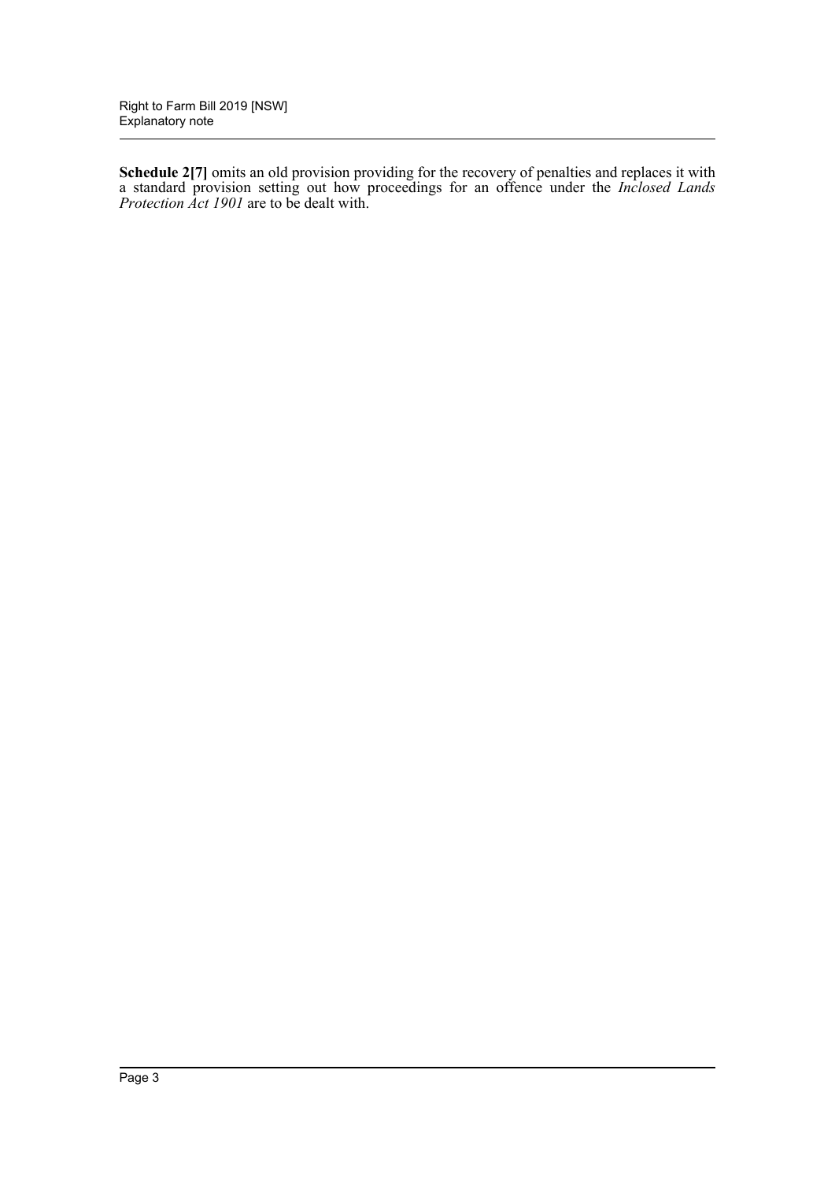**Schedule 2[7]** omits an old provision providing for the recovery of penalties and replaces it with a standard provision setting out how proceedings for an offence under the *Inclosed Lands Protection Act 1901* are to be dealt with.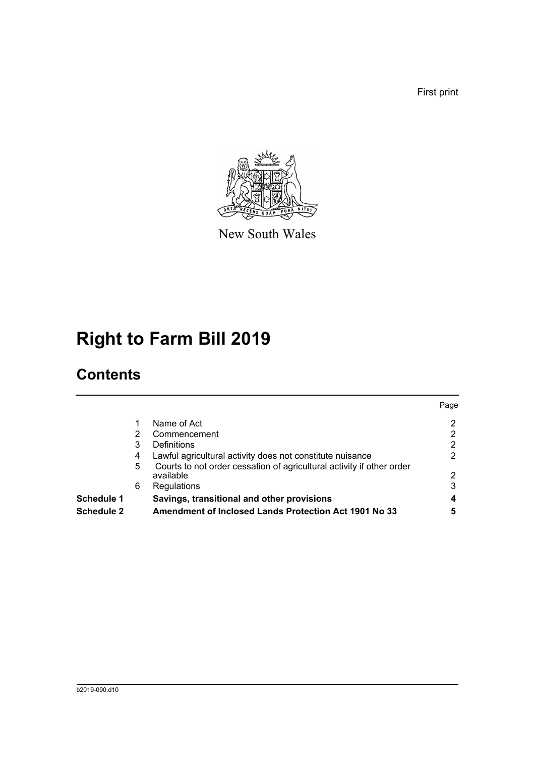First print

New South Wales

# Right to Farm Bill 2019

## Contents

| | | | Page |
|---|---|---|---|
| | 1 | Name of Act | 2 |
| | 2 | Commencement | 2 |
| | 3 | Definitions | 2 |
| | 4 | Lawful agricultural activity does not constitute nuisance | 2 |
| | 5 | Courts to not order cessation of agricultural activity if other order available | 2 |
| | 6 | Regulations | 3 |
| **Schedule 1** | | **Savings, transitional and other provisions** | **4** |
| **Schedule 2** | | **Amendment of Inclosed Lands Protection Act 1901 No 33** | **5** |

b2019-090.d10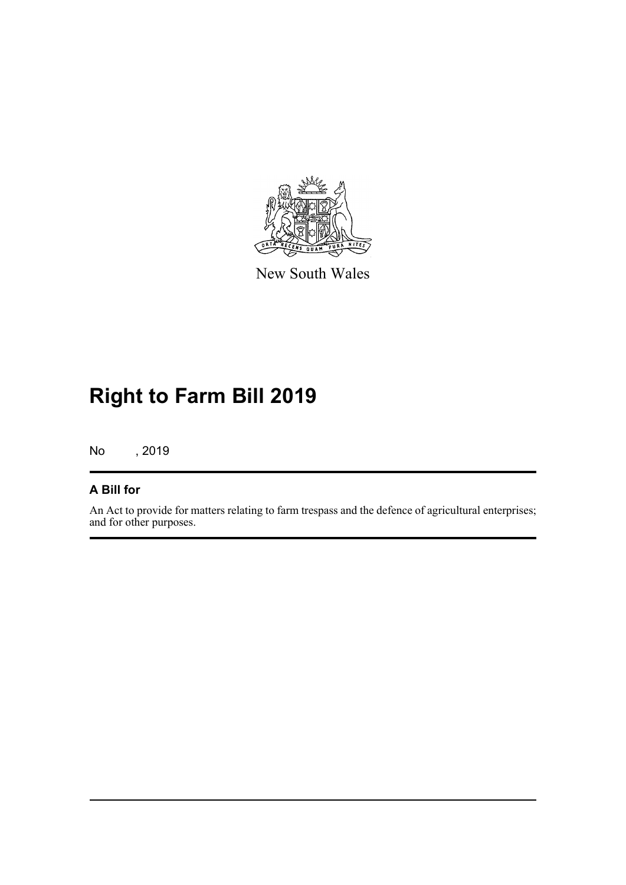New South Wales

# Right to Farm Bill 2019

No , 2019

## A Bill for

An Act to provide for matters relating to farm trespass and the defence of agricultural enterprises; and for other purposes.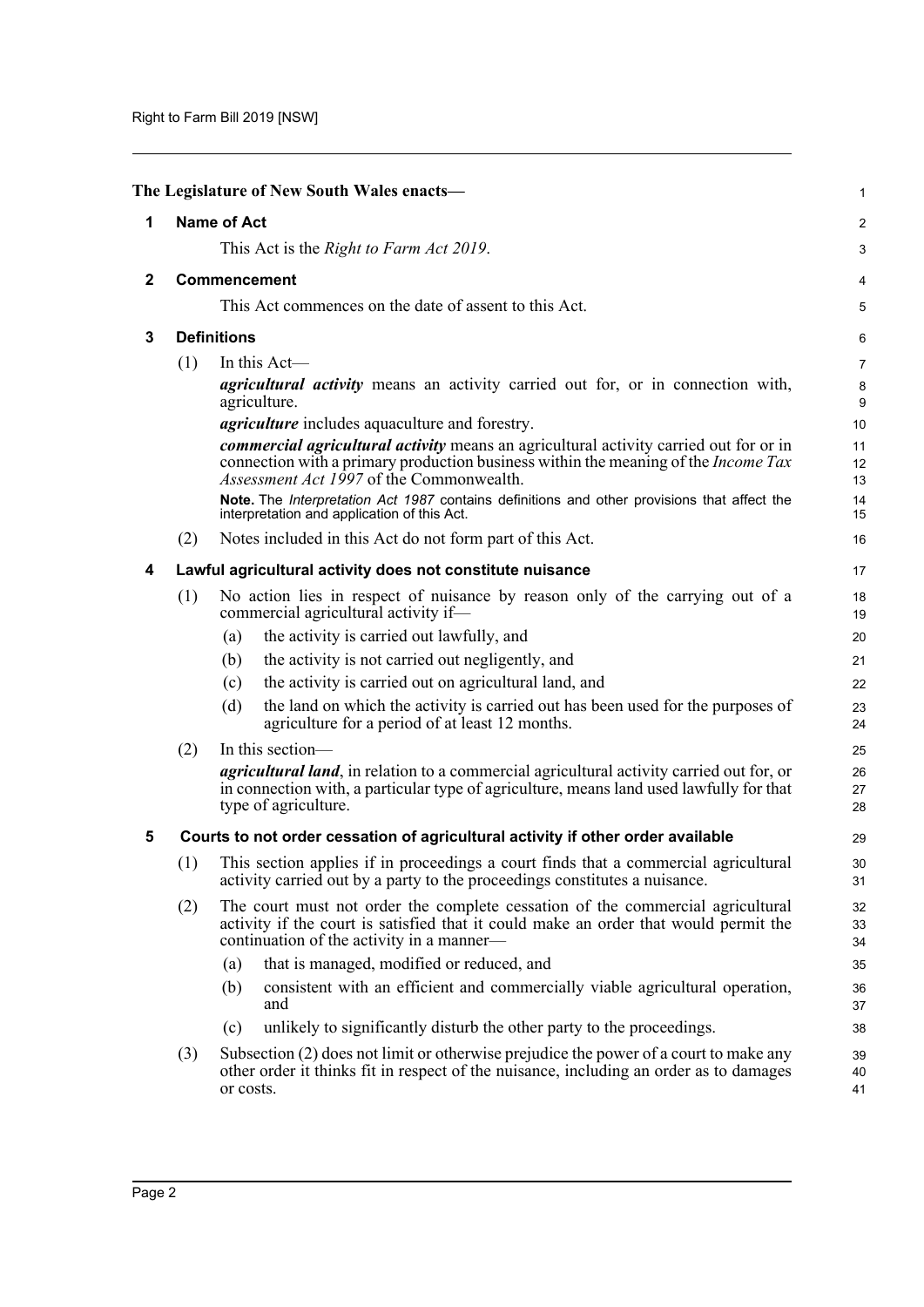The Legislature of New South Wales enacts—

## 1 Name of Act

This Act is the *Right to Farm Act 2019*.

## 2 Commencement

This Act commences on the date of assent to this Act.

## 3 Definitions

(1) In this Act—

***agricultural activity*** means an activity carried out for, or in connection with, agriculture.

***agriculture*** includes aquaculture and forestry.

***commercial agricultural activity*** means an agricultural activity carried out for or in connection with a primary production business within the meaning of the *Income Tax Assessment Act 1997* of the Commonwealth.

**Note.** The *Interpretation Act 1987* contains definitions and other provisions that affect the interpretation and application of this Act.

(2) Notes included in this Act do not form part of this Act.

## 4 Lawful agricultural activity does not constitute nuisance

(1) No action lies in respect of nuisance by reason only of the carrying out of a commercial agricultural activity if—

- (a) the activity is carried out lawfully, and
- (b) the activity is not carried out negligently, and
- (c) the activity is carried out on agricultural land, and
- (d) the land on which the activity is carried out has been used for the purposes of agriculture for a period of at least 12 months.

(2) In this section—

***agricultural land***, in relation to a commercial agricultural activity carried out for, or in connection with, a particular type of agriculture, means land used lawfully for that type of agriculture.

## 5 Courts to not order cessation of agricultural activity if other order available

(1) This section applies if in proceedings a court finds that a commercial agricultural activity carried out by a party to the proceedings constitutes a nuisance.

(2) The court must not order the complete cessation of the commercial agricultural activity if the court is satisfied that it could make an order that would permit the continuation of the activity in a manner—

- (a) that is managed, modified or reduced, and
- (b) consistent with an efficient and commercially viable agricultural operation, and
- (c) unlikely to significantly disturb the other party to the proceedings.

(3) Subsection (2) does not limit or otherwise prejudice the power of a court to make any other order it thinks fit in respect of the nuisance, including an order as to damages or costs.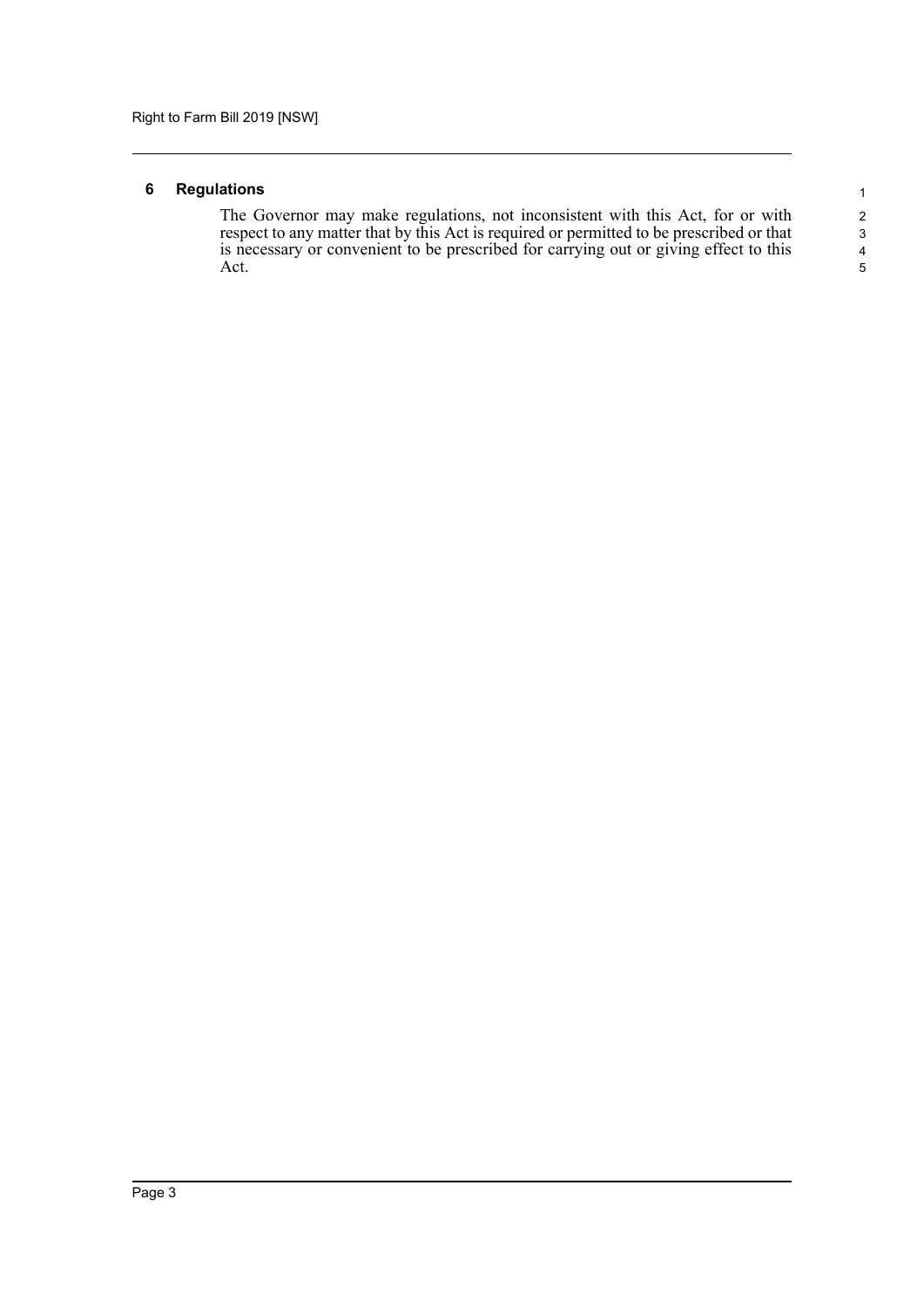## 6 Regulations

The Governor may make regulations, not inconsistent with this Act, for or with respect to any matter that by this Act is required or permitted to be prescribed or that is necessary or convenient to be prescribed for carrying out or giving effect to this Act.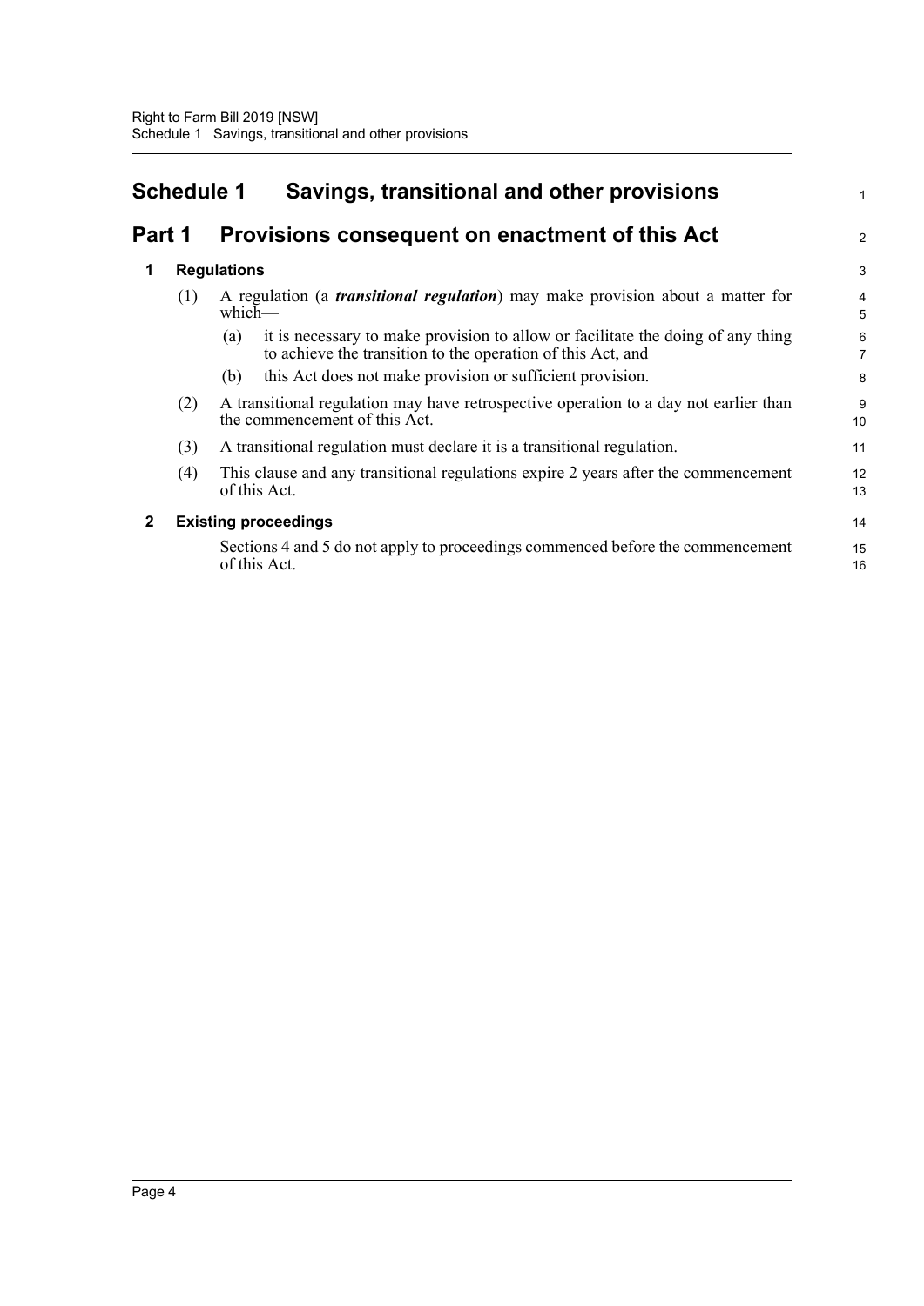# Schedule 1 Savings, transitional and other provisions

## Part 1 Provisions consequent on enactment of this Act

### 1 Regulations

(1) A regulation (a ***transitional regulation***) may make provision about a matter for which—

(a) it is necessary to make provision to allow or facilitate the doing of any thing to achieve the transition to the operation of this Act, and

(b) this Act does not make provision or sufficient provision.

(2) A transitional regulation may have retrospective operation to a day not earlier than the commencement of this Act.

(3) A transitional regulation must declare it is a transitional regulation.

(4) This clause and any transitional regulations expire 2 years after the commencement of this Act.

### 2 Existing proceedings

Sections 4 and 5 do not apply to proceedings commenced before the commencement of this Act.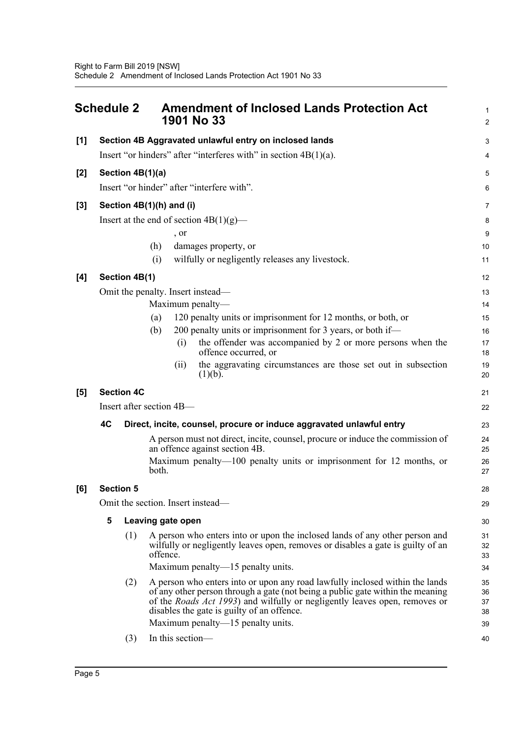## Schedule 2 Amendment of Inclosed Lands Protection Act 1901 No 33

**[1] Section 4B Aggravated unlawful entry on inclosed lands**

Insert "or hinders" after "interferes with" in section 4B(1)(a).

**[2] Section 4B(1)(a)**

Insert "or hinder" after "interfere with".

**[3] Section 4B(1)(h) and (i)**

Insert at the end of section 4B(1)(g)—

, or

(h) damages property, or

(i) wilfully or negligently releases any livestock.

**[4] Section 4B(1)**

Omit the penalty. Insert instead—

Maximum penalty—

(a) 120 penalty units or imprisonment for 12 months, or both, or

(b) 200 penalty units or imprisonment for 3 years, or both if—

(i) the offender was accompanied by 2 or more persons when the offence occurred, or

(ii) the aggravating circumstances are those set out in subsection (1)(b).

**[5] Section 4C**

Insert after section 4B—

**4C Direct, incite, counsel, procure or induce aggravated unlawful entry**

A person must not direct, incite, counsel, procure or induce the commission of an offence against section 4B.

Maximum penalty—100 penalty units or imprisonment for 12 months, or both.

**[6] Section 5**

Omit the section. Insert instead—

**5 Leaving gate open**

(1) A person who enters into or upon the inclosed lands of any other person and wilfully or negligently leaves open, removes or disables a gate is guilty of an offence.

Maximum penalty—15 penalty units.

(2) A person who enters into or upon any road lawfully inclosed within the lands of any other person through a gate (not being a public gate within the meaning of the *Roads Act 1993*) and wilfully or negligently leaves open, removes or disables the gate is guilty of an offence.

Maximum penalty—15 penalty units.

(3) In this section—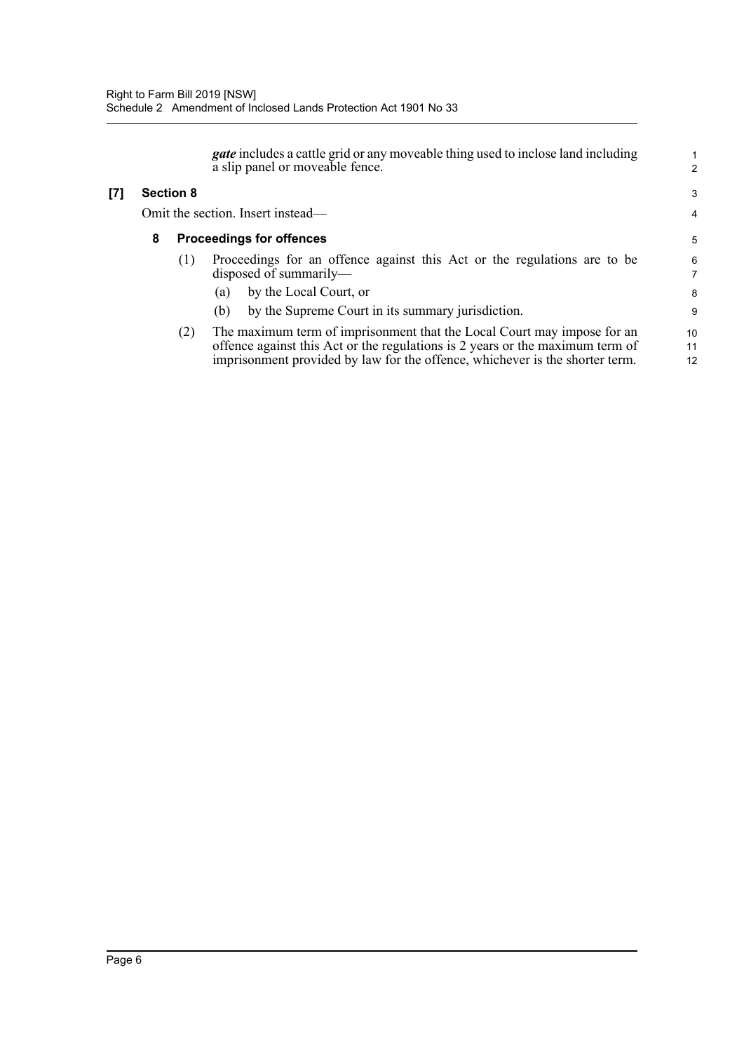***gate*** includes a cattle grid or any moveable thing used to inclose land including a slip panel or moveable fence.

**[7] Section 8**

Omit the section. Insert instead—

### 8 Proceedings for offences

(1) Proceedings for an offence against this Act or the regulations are to be disposed of summarily—

(a) by the Local Court, or

(b) by the Supreme Court in its summary jurisdiction.

(2) The maximum term of imprisonment that the Local Court may impose for an offence against this Act or the regulations is 2 years or the maximum term of imprisonment provided by law for the offence, whichever is the shorter term.